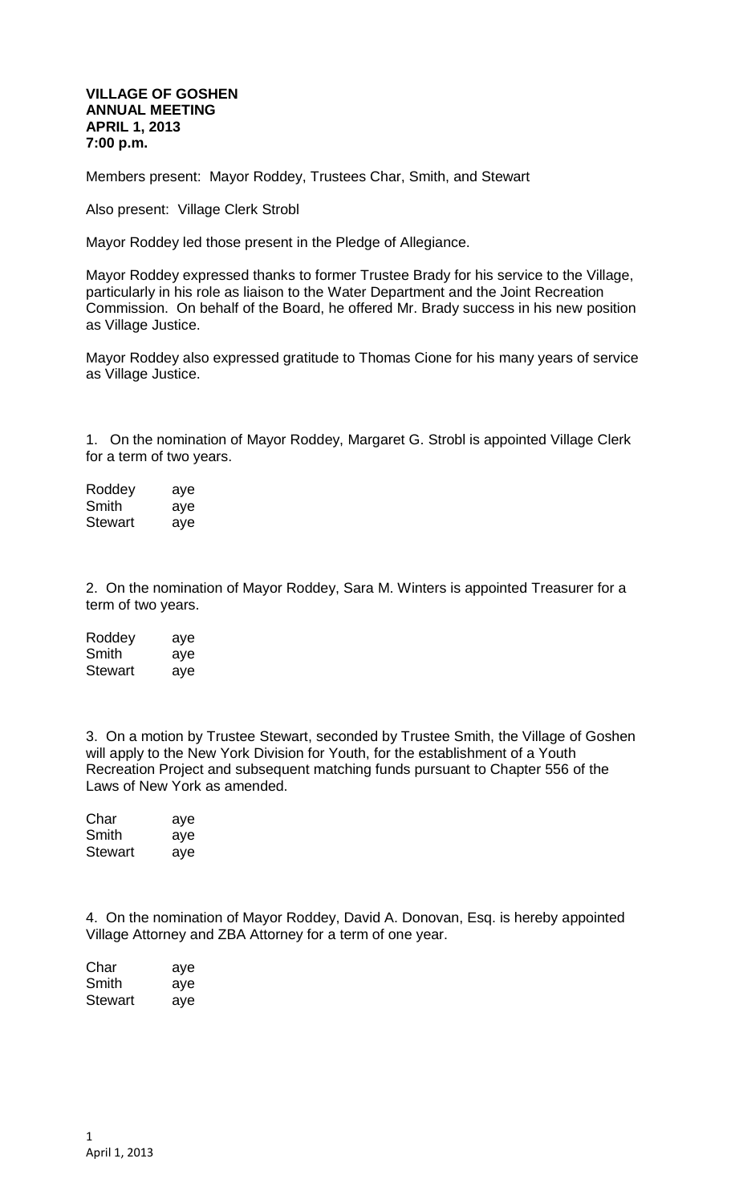**VILLAGE OF GOSHEN**
**ANNUAL MEETING**
**APRIL 1, 2013**
**7:00 p.m.**

Members present: Mayor Roddey, Trustees Char, Smith, and Stewart

Also present: Village Clerk Strobl

Mayor Roddey led those present in the Pledge of Allegiance.

Mayor Roddey expressed thanks to former Trustee Brady for his service to the Village, particularly in his role as liaison to the Water Department and the Joint Recreation Commission. On behalf of the Board, he offered Mr. Brady success in his new position as Village Justice.

Mayor Roddey also expressed gratitude to Thomas Cione for his many years of service as Village Justice.

1. On the nomination of Mayor Roddey, Margaret G. Strobl is appointed Village Clerk for a term of two years.

| | |
|---|---|
| Roddey | aye |
| Smith | aye |
| Stewart | aye |

2. On the nomination of Mayor Roddey, Sara M. Winters is appointed Treasurer for a term of two years.

| | |
|---|---|
| Roddey | aye |
| Smith | aye |
| Stewart | aye |

3. On a motion by Trustee Stewart, seconded by Trustee Smith, the Village of Goshen will apply to the New York Division for Youth, for the establishment of a Youth Recreation Project and subsequent matching funds pursuant to Chapter 556 of the Laws of New York as amended.

| | |
|---|---|
| Char | aye |
| Smith | aye |
| Stewart | aye |

4. On the nomination of Mayor Roddey, David A. Donovan, Esq. is hereby appointed Village Attorney and ZBA Attorney for a term of one year.

| | |
|---|---|
| Char | aye |
| Smith | aye |
| Stewart | aye |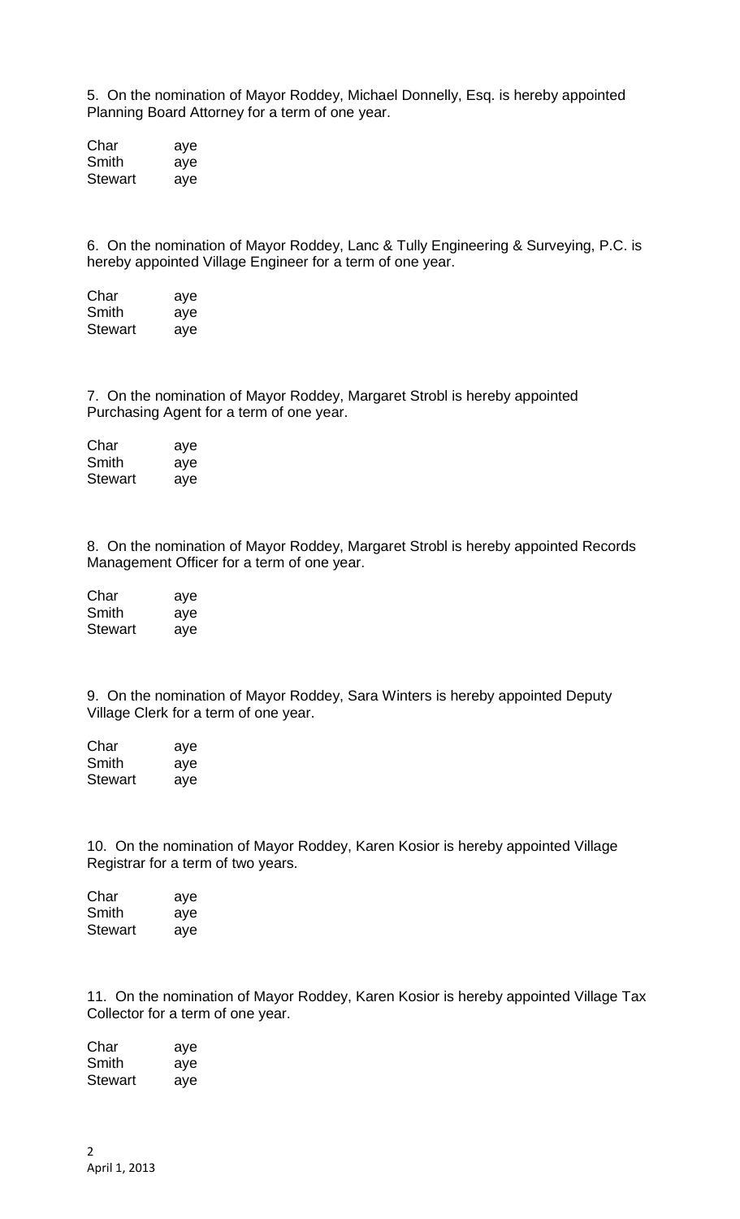5. On the nomination of Mayor Roddey, Michael Donnelly, Esq. is hereby appointed Planning Board Attorney for a term of one year.

| | |
|---|---|
| Char | aye |
| Smith | aye |
| Stewart | aye |

6. On the nomination of Mayor Roddey, Lanc & Tully Engineering & Surveying, P.C. is hereby appointed Village Engineer for a term of one year.

| | |
|---|---|
| Char | aye |
| Smith | aye |
| Stewart | aye |

7. On the nomination of Mayor Roddey, Margaret Strobl is hereby appointed Purchasing Agent for a term of one year.

| | |
|---|---|
| Char | aye |
| Smith | aye |
| Stewart | aye |

8. On the nomination of Mayor Roddey, Margaret Strobl is hereby appointed Records Management Officer for a term of one year.

| | |
|---|---|
| Char | aye |
| Smith | aye |
| Stewart | aye |

9. On the nomination of Mayor Roddey, Sara Winters is hereby appointed Deputy Village Clerk for a term of one year.

| | |
|---|---|
| Char | aye |
| Smith | aye |
| Stewart | aye |

10. On the nomination of Mayor Roddey, Karen Kosior is hereby appointed Village Registrar for a term of two years.

| | |
|---|---|
| Char | aye |
| Smith | aye |
| Stewart | aye |

11. On the nomination of Mayor Roddey, Karen Kosior is hereby appointed Village Tax Collector for a term of one year.

| | |
|---|---|
| Char | aye |
| Smith | aye |
| Stewart | aye |

April 1, 2013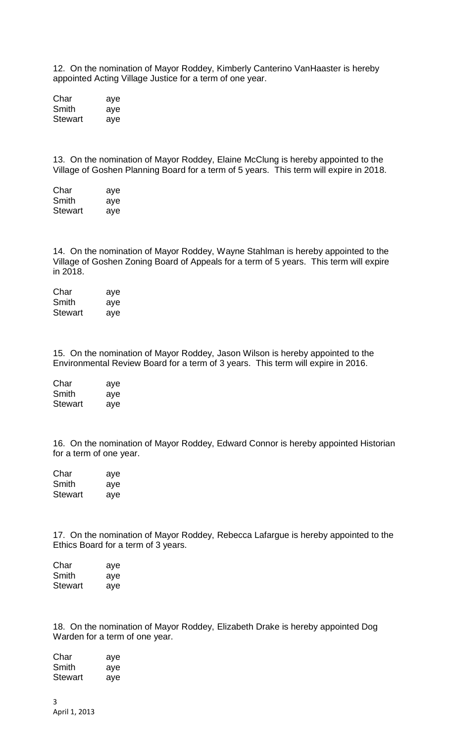12. On the nomination of Mayor Roddey, Kimberly Canterino VanHaaster is hereby appointed Acting Village Justice for a term of one year.

| | |
|---|---|
| Char | aye |
| Smith | aye |
| Stewart | aye |

13. On the nomination of Mayor Roddey, Elaine McClung is hereby appointed to the Village of Goshen Planning Board for a term of 5 years. This term will expire in 2018.

| | |
|---|---|
| Char | aye |
| Smith | aye |
| Stewart | aye |

14. On the nomination of Mayor Roddey, Wayne Stahlman is hereby appointed to the Village of Goshen Zoning Board of Appeals for a term of 5 years. This term will expire in 2018.

| | |
|---|---|
| Char | aye |
| Smith | aye |
| Stewart | aye |

15. On the nomination of Mayor Roddey, Jason Wilson is hereby appointed to the Environmental Review Board for a term of 3 years. This term will expire in 2016.

| | |
|---|---|
| Char | aye |
| Smith | aye |
| Stewart | aye |

16. On the nomination of Mayor Roddey, Edward Connor is hereby appointed Historian for a term of one year.

| | |
|---|---|
| Char | aye |
| Smith | aye |
| Stewart | aye |

17. On the nomination of Mayor Roddey, Rebecca Lafargue is hereby appointed to the Ethics Board for a term of 3 years.

| | |
|---|---|
| Char | aye |
| Smith | aye |
| Stewart | aye |

18. On the nomination of Mayor Roddey, Elizabeth Drake is hereby appointed Dog Warden for a term of one year.

| | |
|---|---|
| Char | aye |
| Smith | aye |
| Stewart | aye |

April 1, 2013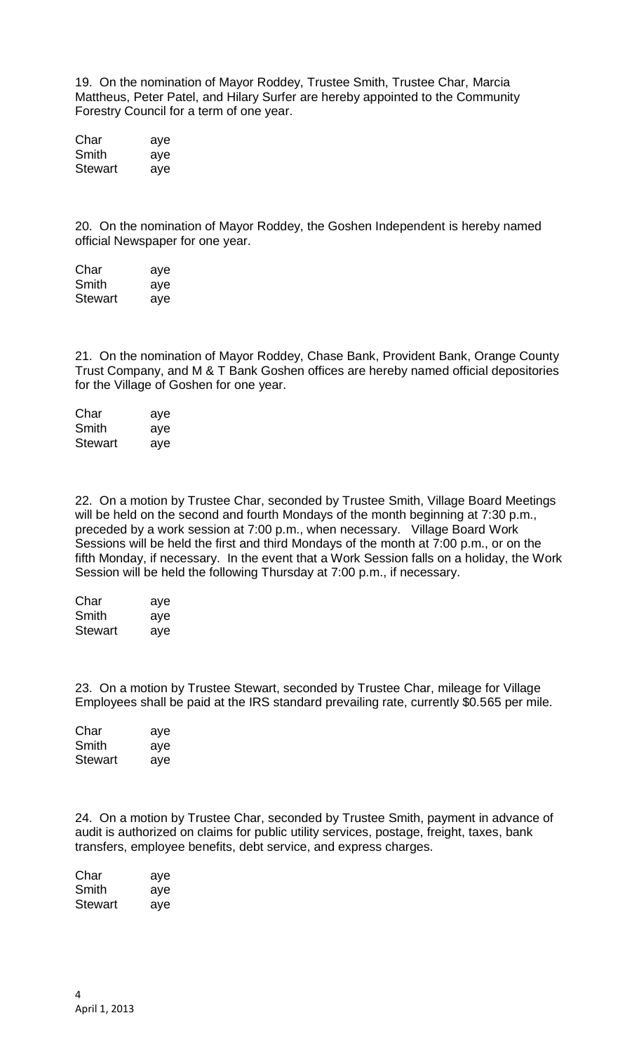19. On the nomination of Mayor Roddey, Trustee Smith, Trustee Char, Marcia Mattheus, Peter Patel, and Hilary Surfer are hereby appointed to the Community Forestry Council for a term of one year.

| | |
|---|---|
| Char | aye |
| Smith | aye |
| Stewart | aye |

20. On the nomination of Mayor Roddey, the Goshen Independent is hereby named official Newspaper for one year.

| | |
|---|---|
| Char | aye |
| Smith | aye |
| Stewart | aye |

21. On the nomination of Mayor Roddey, Chase Bank, Provident Bank, Orange County Trust Company, and M & T Bank Goshen offices are hereby named official depositories for the Village of Goshen for one year.

| | |
|---|---|
| Char | aye |
| Smith | aye |
| Stewart | aye |

22. On a motion by Trustee Char, seconded by Trustee Smith, Village Board Meetings will be held on the second and fourth Mondays of the month beginning at 7:30 p.m., preceded by a work session at 7:00 p.m., when necessary. Village Board Work Sessions will be held the first and third Mondays of the month at 7:00 p.m., or on the fifth Monday, if necessary. In the event that a Work Session falls on a holiday, the Work Session will be held the following Thursday at 7:00 p.m., if necessary.

| | |
|---|---|
| Char | aye |
| Smith | aye |
| Stewart | aye |

23. On a motion by Trustee Stewart, seconded by Trustee Char, mileage for Village Employees shall be paid at the IRS standard prevailing rate, currently $0.565 per mile.

| | |
|---|---|
| Char | aye |
| Smith | aye |
| Stewart | aye |

24. On a motion by Trustee Char, seconded by Trustee Smith, payment in advance of audit is authorized on claims for public utility services, postage, freight, taxes, bank transfers, employee benefits, debt service, and express charges.

| | |
|---|---|
| Char | aye |
| Smith | aye |
| Stewart | aye |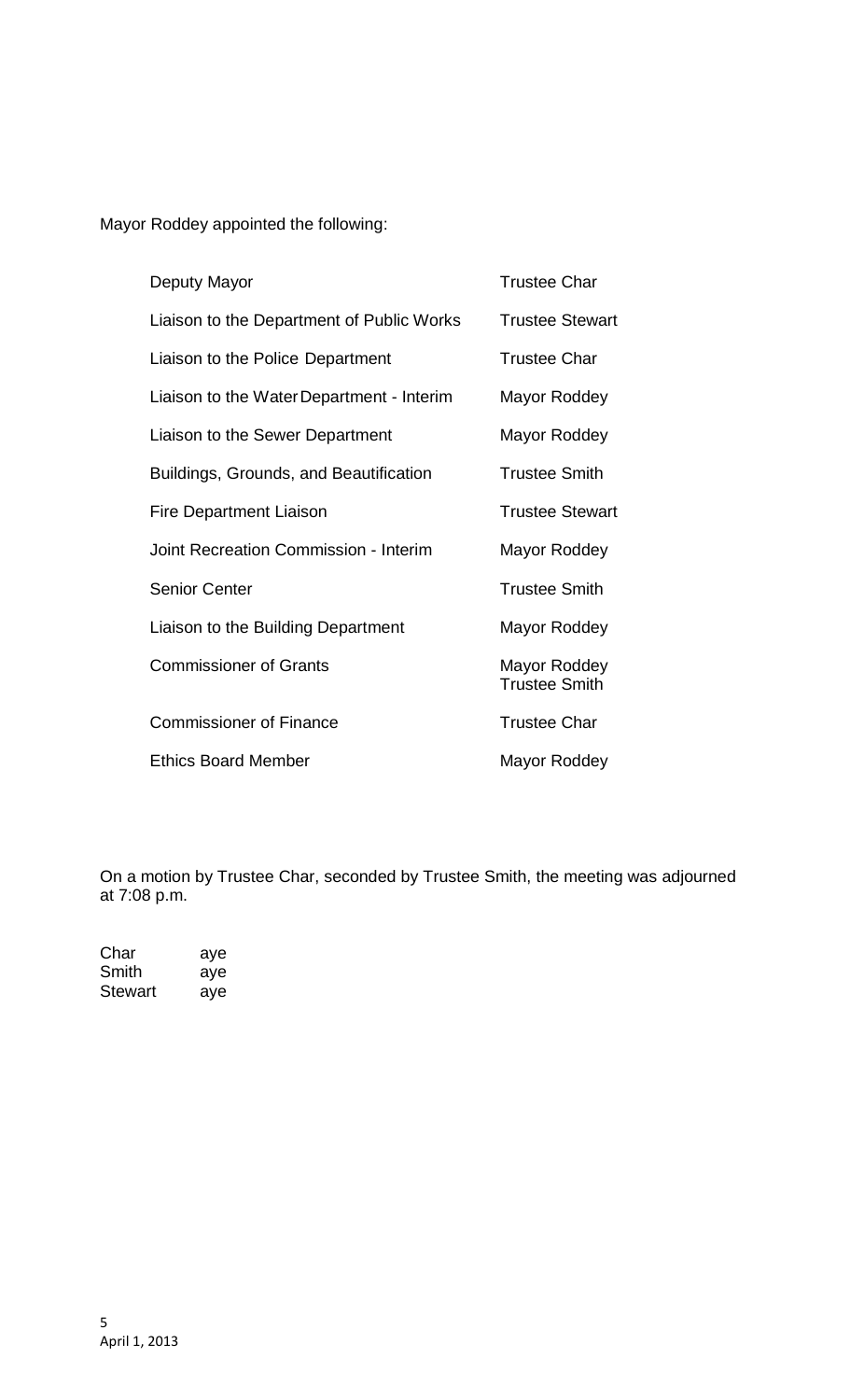Mayor Roddey appointed the following:

| | |
|---|---|
| Deputy Mayor | Trustee Char |
| Liaison to the Department of Public Works | Trustee Stewart |
| Liaison to the Police Department | Trustee Char |
| Liaison to the Water Department - Interim | Mayor Roddey |
| Liaison to the Sewer Department | Mayor Roddey |
| Buildings, Grounds, and Beautification | Trustee Smith |
| Fire Department Liaison | Trustee Stewart |
| Joint Recreation Commission - Interim | Mayor Roddey |
| Senior Center | Trustee Smith |
| Liaison to the Building Department | Mayor Roddey |
| Commissioner of Grants | Mayor Roddey<br>Trustee Smith |
| Commissioner of Finance | Trustee Char |
| Ethics Board Member | Mayor Roddey |

On a motion by Trustee Char, seconded by Trustee Smith, the meeting was adjourned at 7:08 p.m.

| | |
|---|---|
| Char | aye |
| Smith | aye |
| Stewart | aye |